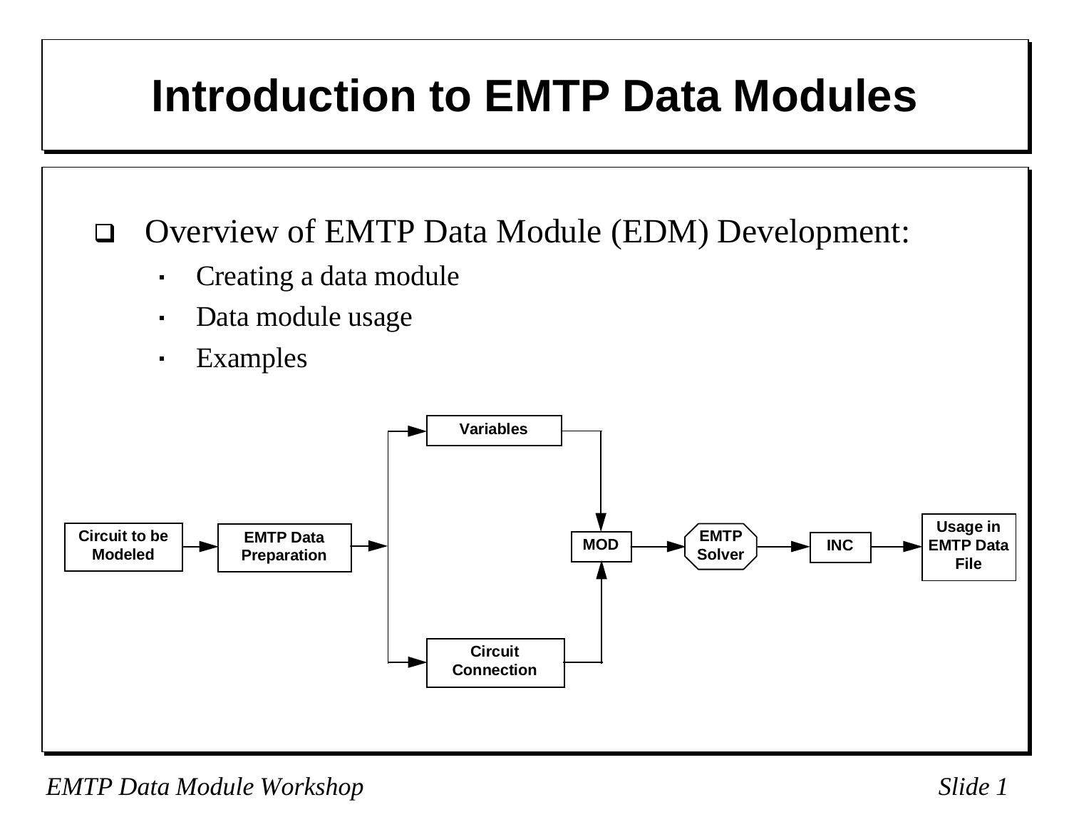# Introduction to EMTP Data Modules

- Overview of EMTP Data Module (EDM) Development:
  - Creating a data module
  - Data module usage
  - Examples

Circuit to be Modeled → EMTP Data Preparation → Variables / Circuit Connection → MOD → EMTP Solver → INC → Usage in EMTP Data File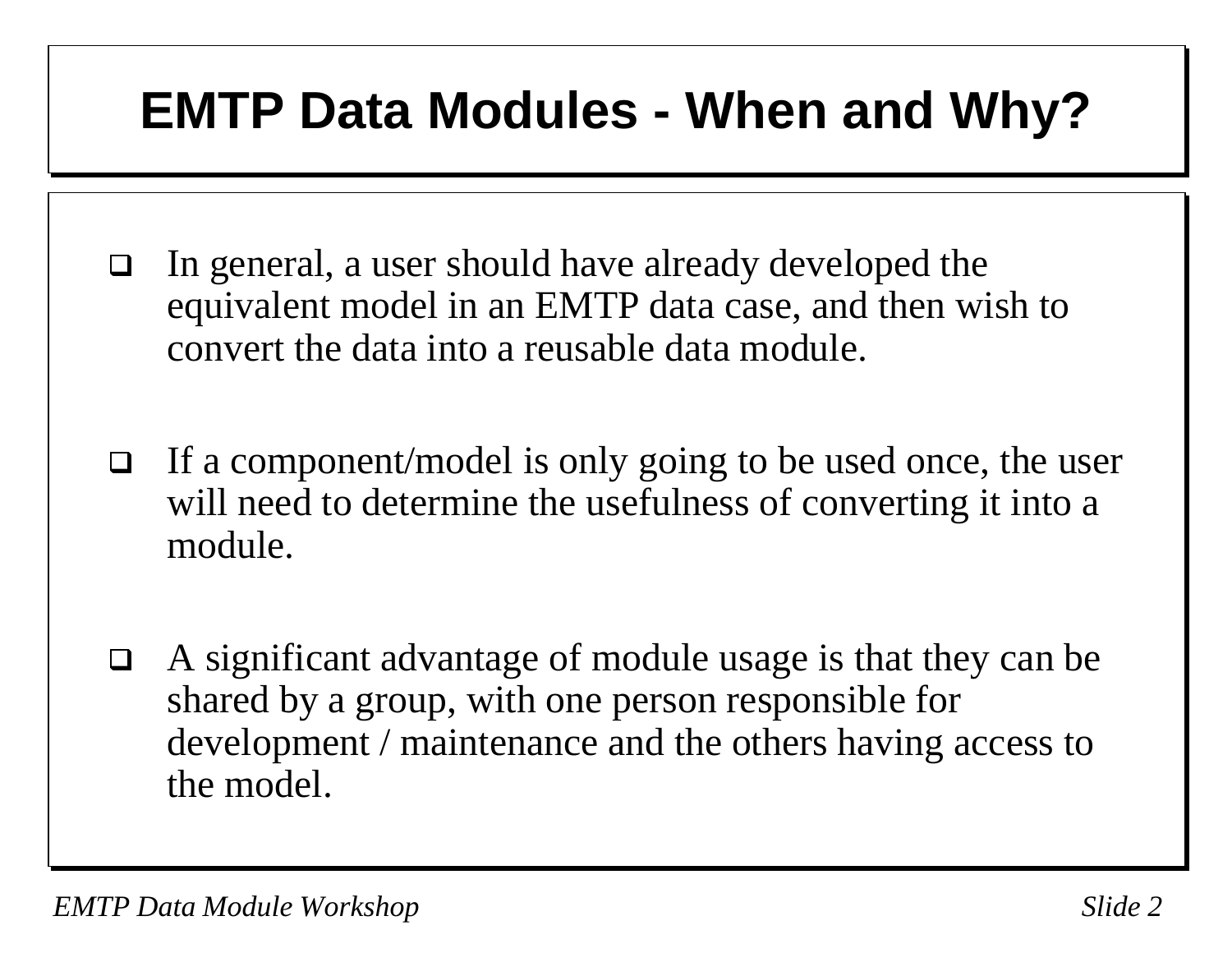# EMTP Data Modules - When and Why?

- In general, a user should have already developed the equivalent model in an EMTP data case, and then wish to convert the data into a reusable data module.

- If a component/model is only going to be used once, the user will need to determine the usefulness of converting it into a module.

- A significant advantage of module usage is that they can be shared by a group, with one person responsible for development / maintenance and the others having access to the model.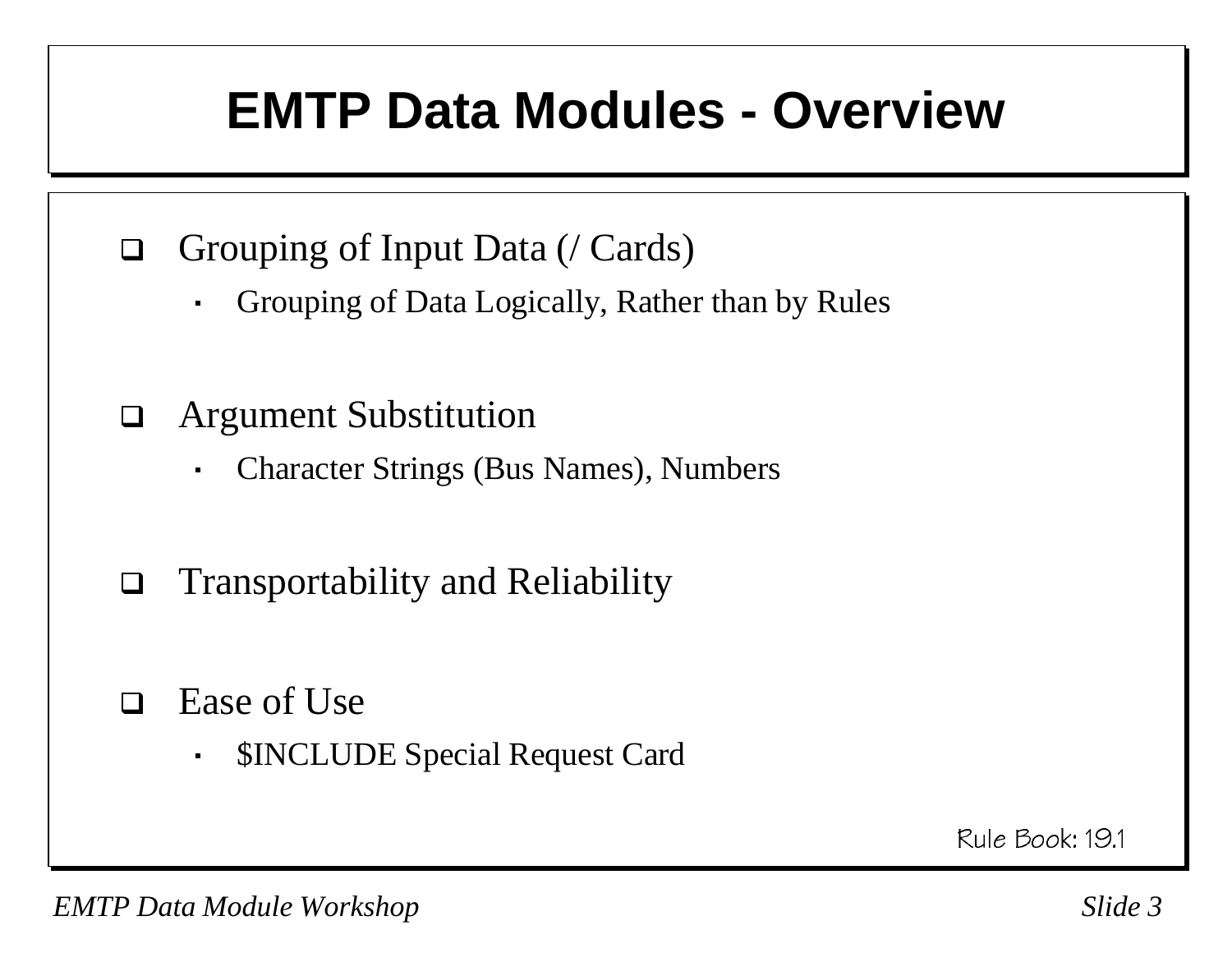# EMTP Data Modules - Overview

- Grouping of Input Data (/ Cards)
  - Grouping of Data Logically, Rather than by Rules
- Argument Substitution
  - Character Strings (Bus Names), Numbers
- Transportability and Reliability
- Ease of Use
  - $INCLUDE Special Request Card

Rule Book: 19.1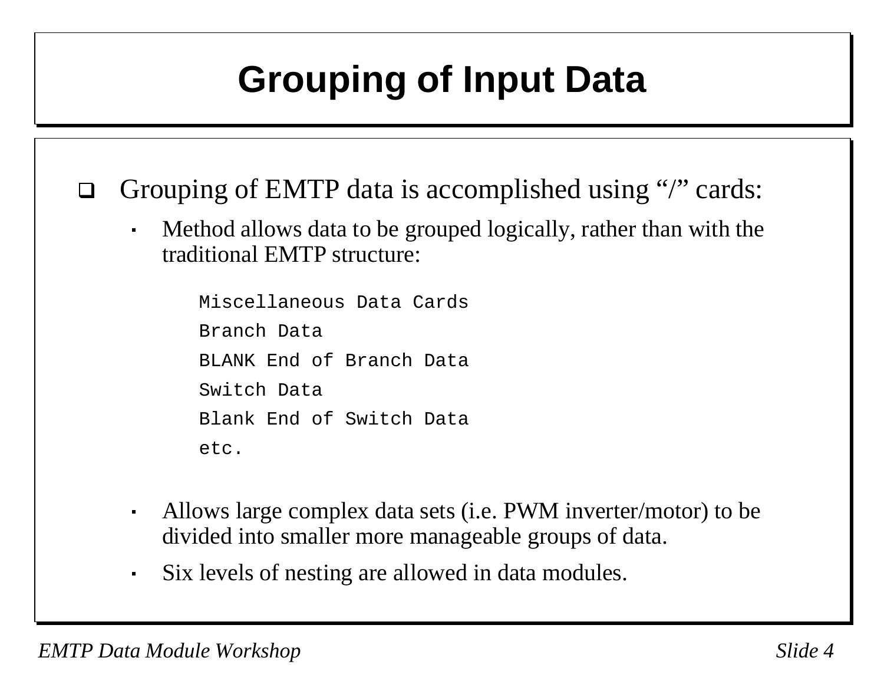# Grouping of Input Data

- Grouping of EMTP data is accomplished using "/" cards:
  - Method allows data to be grouped logically, rather than with the traditional EMTP structure:

```
Miscellaneous Data Cards
Branch Data
BLANK End of Branch Data
Switch Data
Blank End of Switch Data
etc.
```

  - Allows large complex data sets (i.e. PWM inverter/motor) to be divided into smaller more manageable groups of data.
  - Six levels of nesting are allowed in data modules.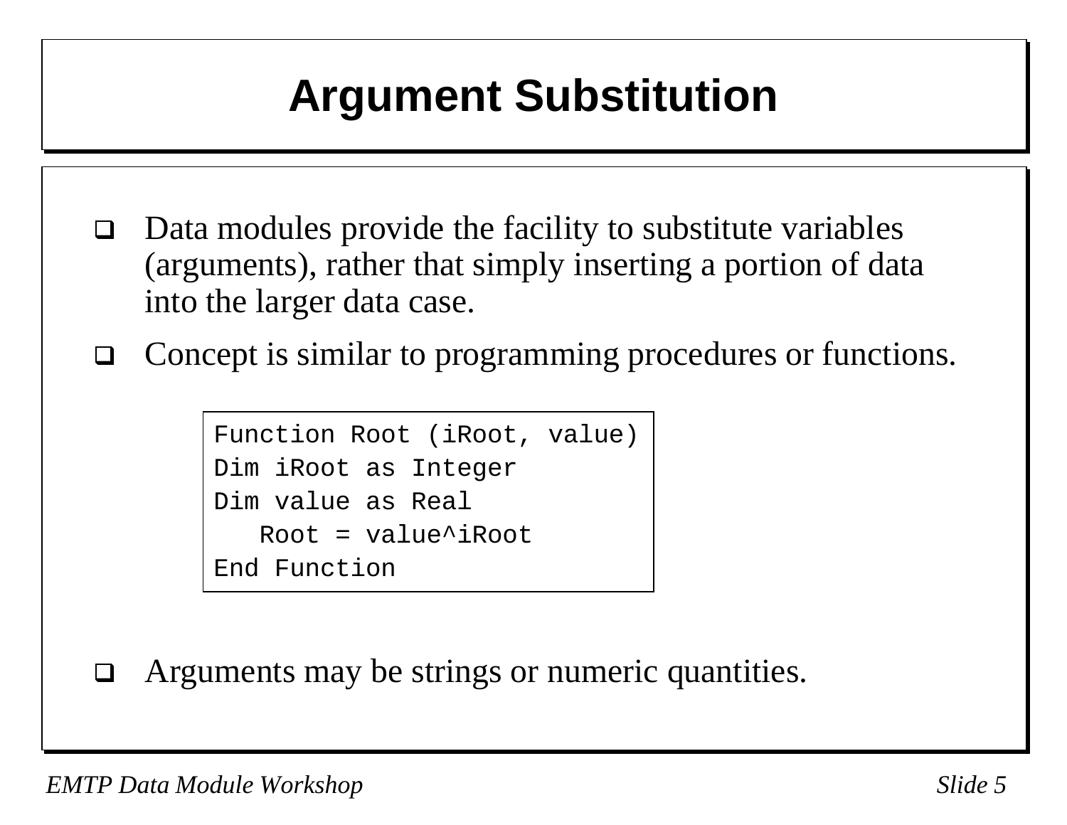# Argument Substitution

- Data modules provide the facility to substitute variables (arguments), rather that simply inserting a portion of data into the larger data case.
- Concept is similar to programming procedures or functions.

```
Function Root (iRoot, value)
Dim iRoot as Integer
Dim value as Real
   Root = value^iRoot
End Function
```

- Arguments may be strings or numeric quantities.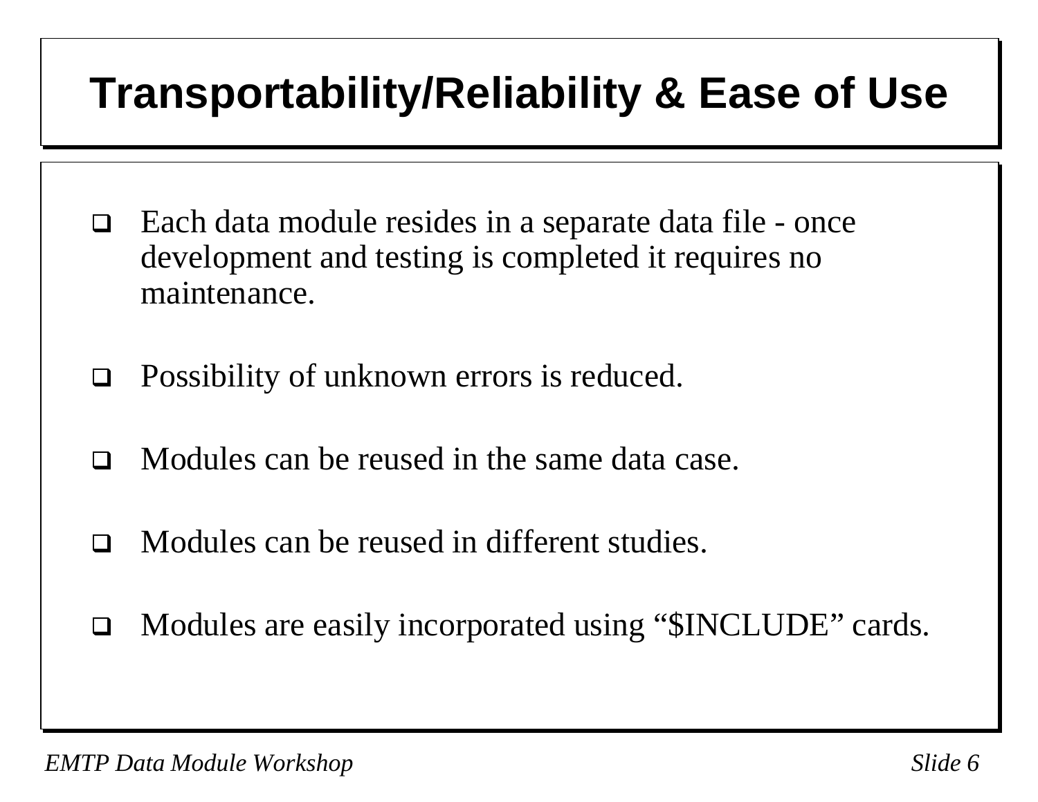# Transportability/Reliability & Ease of Use

- Each data module resides in a separate data file - once development and testing is completed it requires no maintenance.
- Possibility of unknown errors is reduced.
- Modules can be reused in the same data case.
- Modules can be reused in different studies.
- Modules are easily incorporated using “$INCLUDE” cards.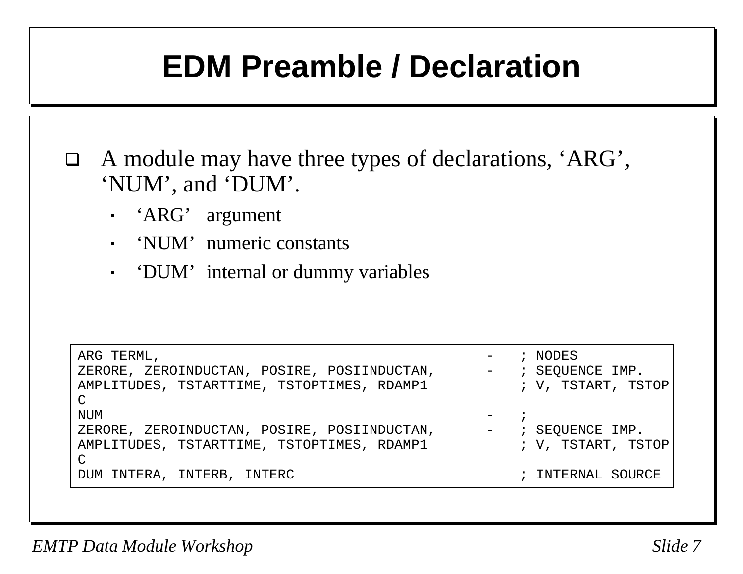# EDM Preamble / Declaration

- A module may have three types of declarations, 'ARG', 'NUM', and 'DUM'.
  - 'ARG' argument
  - 'NUM' numeric constants
  - 'DUM' internal or dummy variables

```
ARG TERML,                                        -   ; NODES
ZERORE, ZEROINDUCTAN, POSIRE, POSIINDUCTAN,       -   ; SEQUENCE IMP.
AMPLITUDES, TSTARTTIME, TSTOPTIMES, RDAMP1            ; V, TSTART, TSTOP
C
NUM                                               -   ;
ZERORE, ZEROINDUCTAN, POSIRE, POSIINDUCTAN,       -   ; SEQUENCE IMP.
AMPLITUDES, TSTARTTIME, TSTOPTIMES, RDAMP1            ; V, TSTART, TSTOP
C
DUM INTERA, INTERB, INTERC                            ; INTERNAL SOURCE
```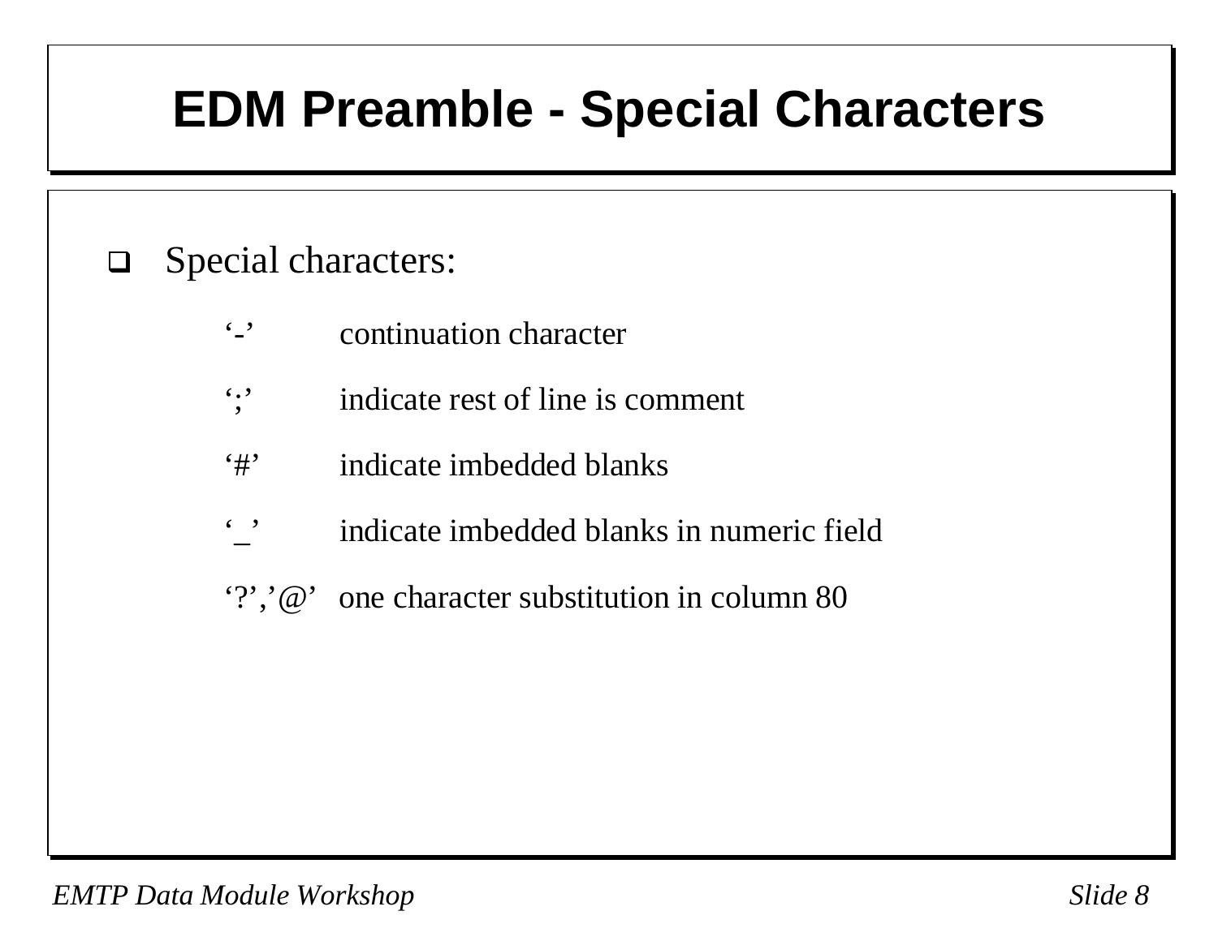# EDM Preamble - Special Characters

- Special characters:

  - '-' continuation character
  - ';' indicate rest of line is comment
  - '#' indicate imbedded blanks
  - '_' indicate imbedded blanks in numeric field
  - '?','@' one character substitution in column 80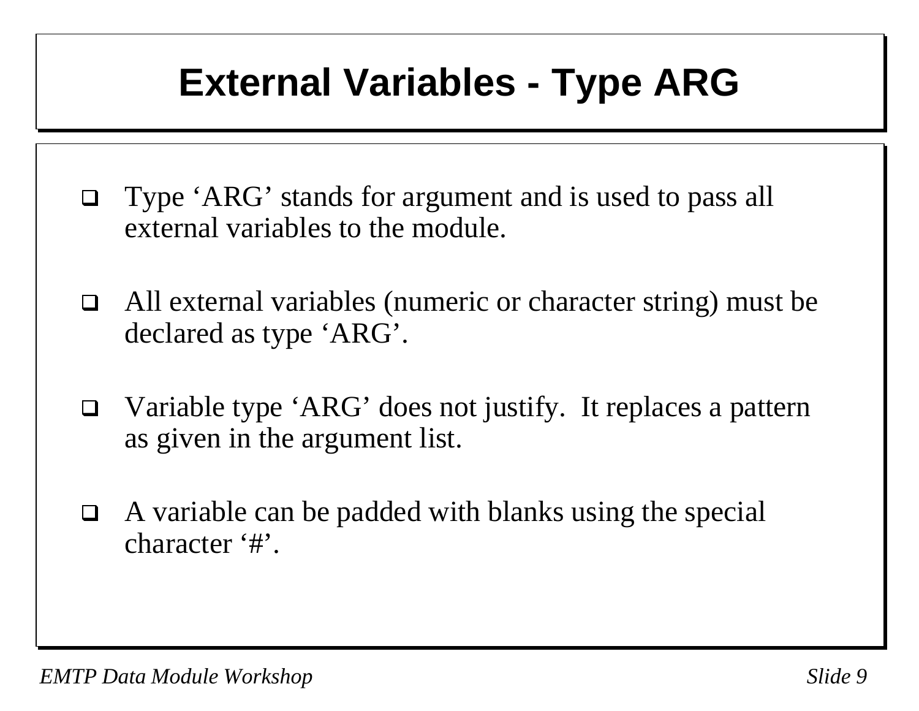# External Variables - Type ARG

- Type ‘ARG’ stands for argument and is used to pass all external variables to the module.
- All external variables (numeric or character string) must be declared as type ‘ARG’.
- Variable type ‘ARG’ does not justify. It replaces a pattern as given in the argument list.
- A variable can be padded with blanks using the special character ‘#’.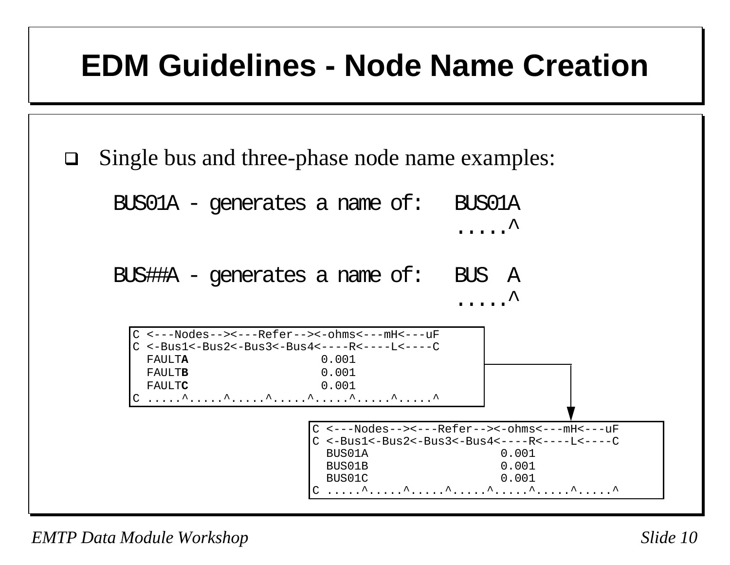# EDM Guidelines - Node Name Creation

- Single bus and three-phase node name examples:

```
BUS01A - generates a name of:   BUS01A
                                .....^

BUS##A - generates a name of:   BUS  A
                                .....^
```

```
C <---Nodes--><---Refer--><-ohms<---mH<---uF
C <-Bus1<-Bus2<-Bus3<-Bus4<----R<----L<----C
  FAULTA                  0.001
  FAULTB                  0.001
  FAULTC                  0.001
C .....^.....^.....^.....^.....^.....^.....^
```

```
C <---Nodes--><---Refer--><-ohms<---mH<---uF
C <-Bus1<-Bus2<-Bus3<-Bus4<----R<----L<----C
  BUS01A                  0.001
  BUS01B                  0.001
  BUS01C                  0.001
C .....^.....^.....^.....^.....^.....^.....^
```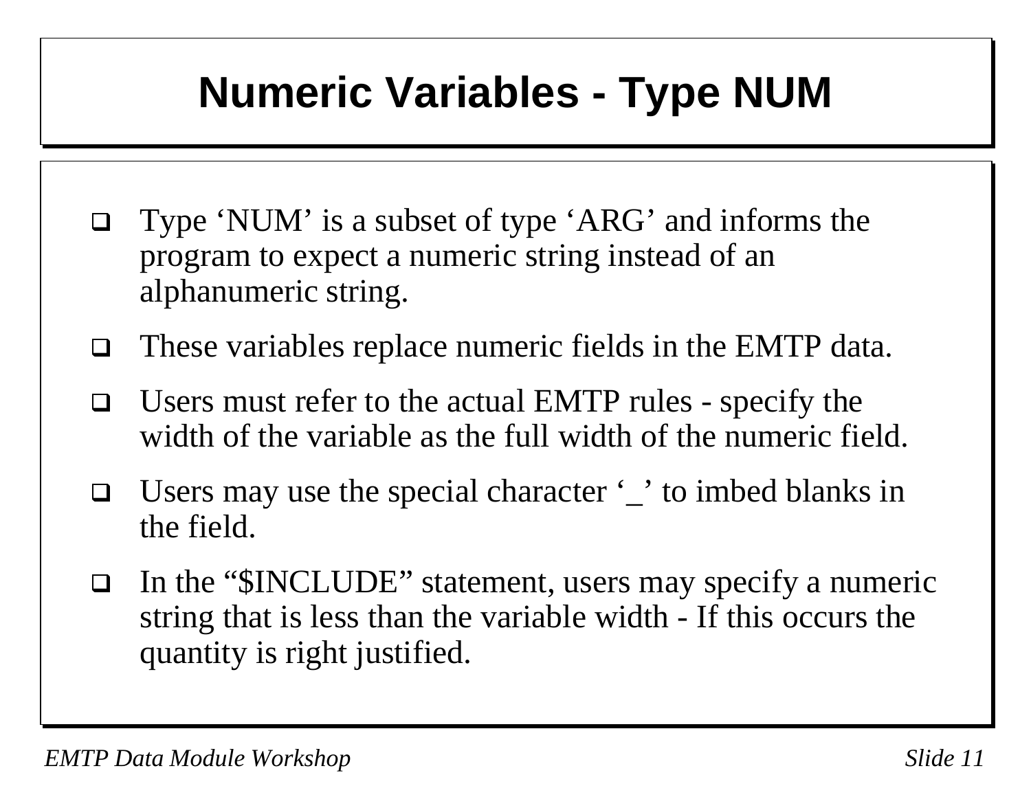# Numeric Variables - Type NUM

- Type ‘NUM’ is a subset of type ‘ARG’ and informs the program to expect a numeric string instead of an alphanumeric string.
- These variables replace numeric fields in the EMTP data.
- Users must refer to the actual EMTP rules - specify the width of the variable as the full width of the numeric field.
- Users may use the special character ‘_’ to imbed blanks in the field.
- In the “$INCLUDE” statement, users may specify a numeric string that is less than the variable width - If this occurs the quantity is right justified.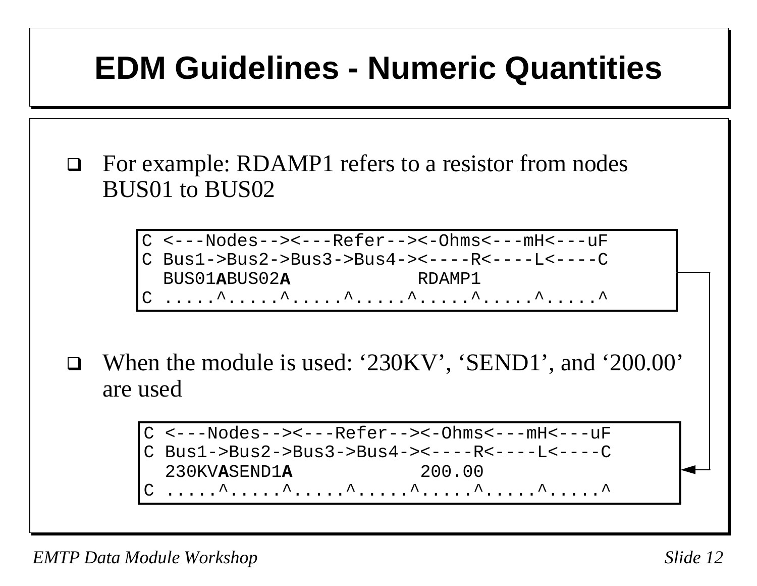# EDM Guidelines - Numeric Quantities

- For example: RDAMP1 refers to a resistor from nodes BUS01 to BUS02

```
C <---Nodes--><---Refer--><-Ohms<---mH<---uF
C Bus1->Bus2->Bus3->Bus4-><----R<----L<----C
  BUS01ABUS02A            RDAMP1
C .....^.....^.....^.....^.....^.....^.....^
```

- When the module is used: '230KV', 'SEND1', and '200.00' are used

```
C <---Nodes--><---Refer--><-Ohms<---mH<---uF
C Bus1->Bus2->Bus3->Bus4-><----R<----L<----C
  230KVASEND1A            200.00
C .....^.....^.....^.....^.....^.....^.....^
```

*EMTP Data Module Workshop*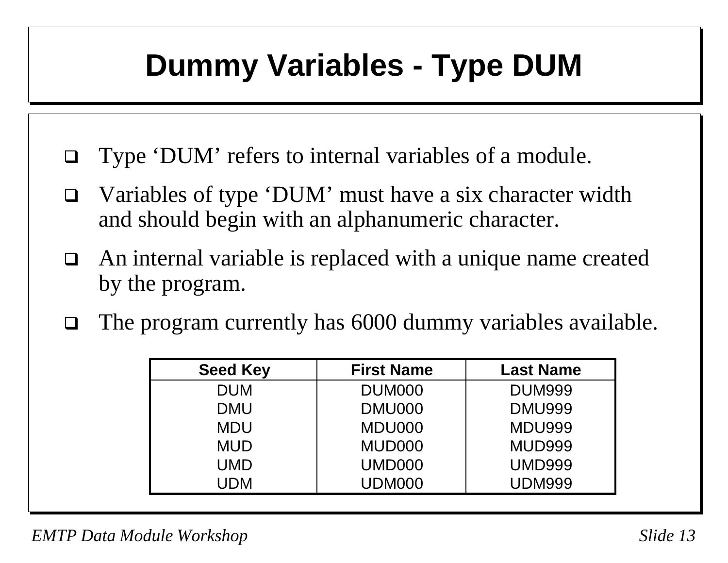# Dummy Variables - Type DUM

- Type 'DUM' refers to internal variables of a module.
- Variables of type 'DUM' must have a six character width and should begin with an alphanumeric character.
- An internal variable is replaced with a unique name created by the program.
- The program currently has 6000 dummy variables available.

| Seed Key | First Name | Last Name |
|---|---|---|
| DUM | DUM000 | DUM999 |
| DMU | DMU000 | DMU999 |
| MDU | MDU000 | MDU999 |
| MUD | MUD000 | MUD999 |
| UMD | UMD000 | UMD999 |
| UDM | UDM000 | UDM999 |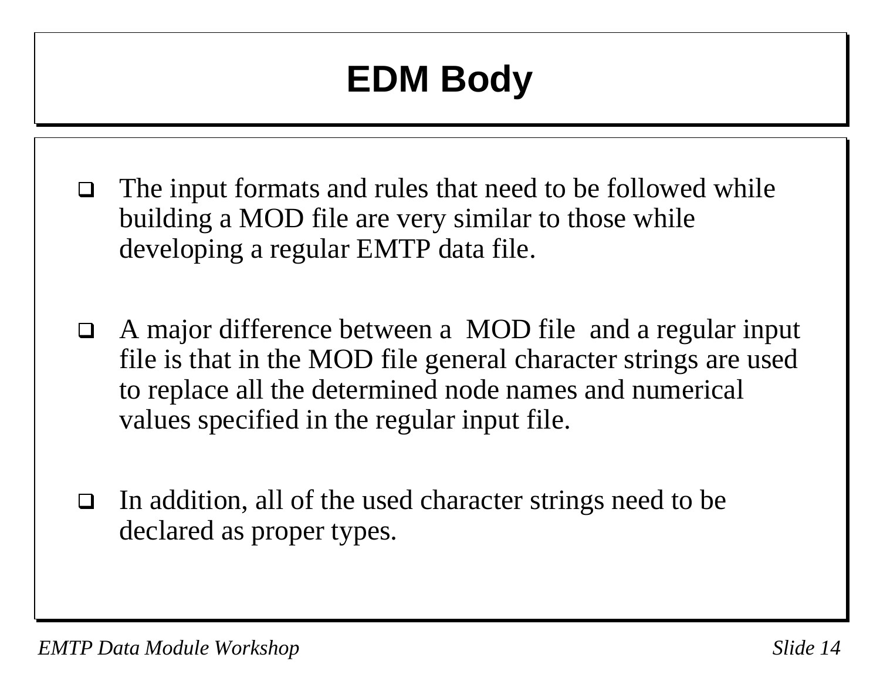# EDM Body

- The input formats and rules that need to be followed while building a MOD file are very similar to those while developing a regular EMTP data file.

- A major difference between a MOD file and a regular input file is that in the MOD file general character strings are used to replace all the determined node names and numerical values specified in the regular input file.

- In addition, all of the used character strings need to be declared as proper types.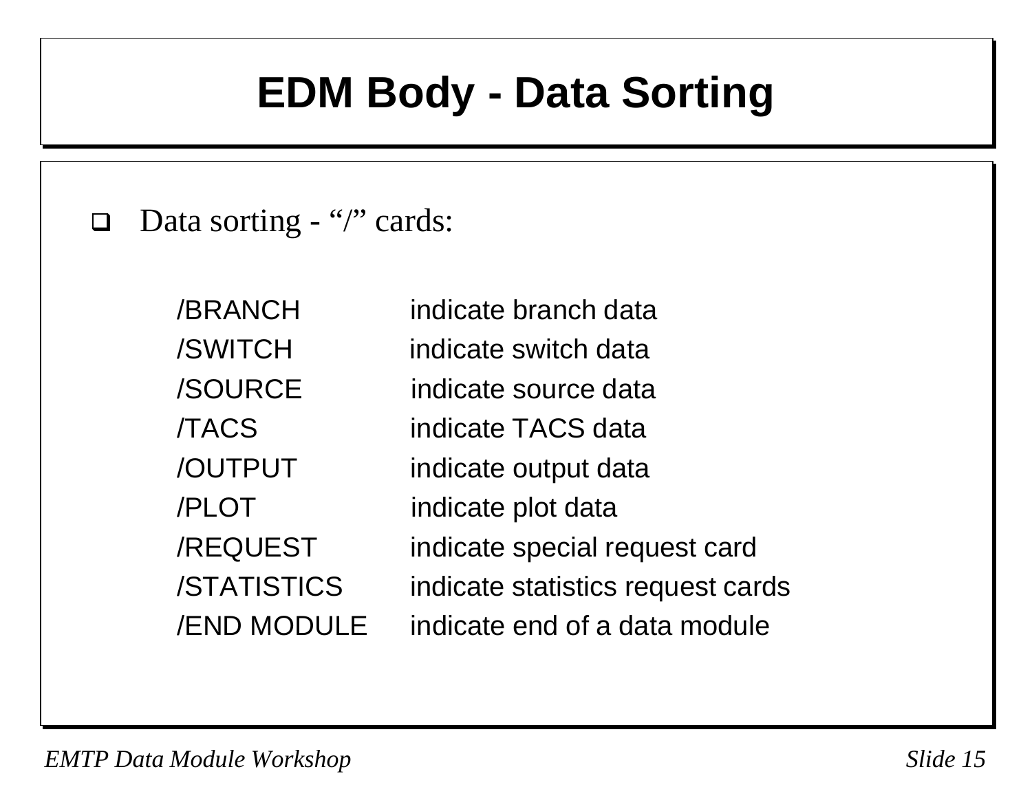# EDM Body - Data Sorting

- Data sorting - "/" cards:

| | |
|---|---|
| /BRANCH | indicate branch data |
| /SWITCH | indicate switch data |
| /SOURCE | indicate source data |
| /TACS | indicate TACS data |
| /OUTPUT | indicate output data |
| /PLOT | indicate plot data |
| /REQUEST | indicate special request card |
| /STATISTICS | indicate statistics request cards |
| /END MODULE | indicate end of a data module |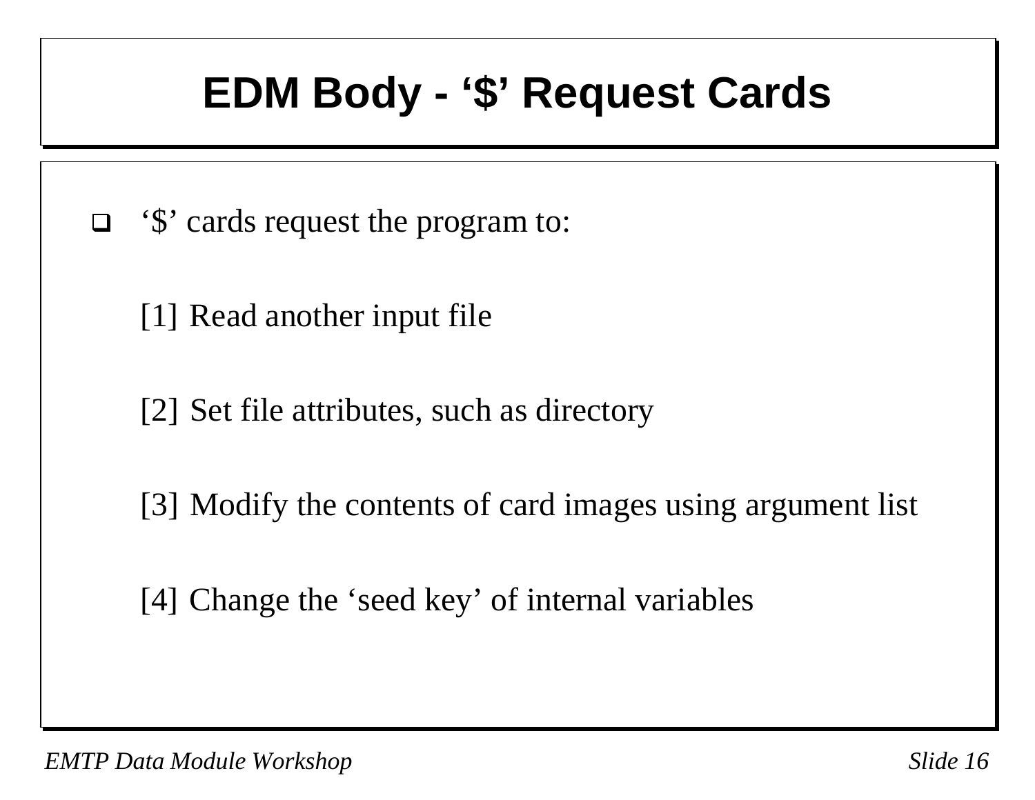# EDM Body - ‘$’ Request Cards

- ‘$’ cards request the program to:

  [1] Read another input file

  [2] Set file attributes, such as directory

  [3] Modify the contents of card images using argument list

  [4] Change the ‘seed key’ of internal variables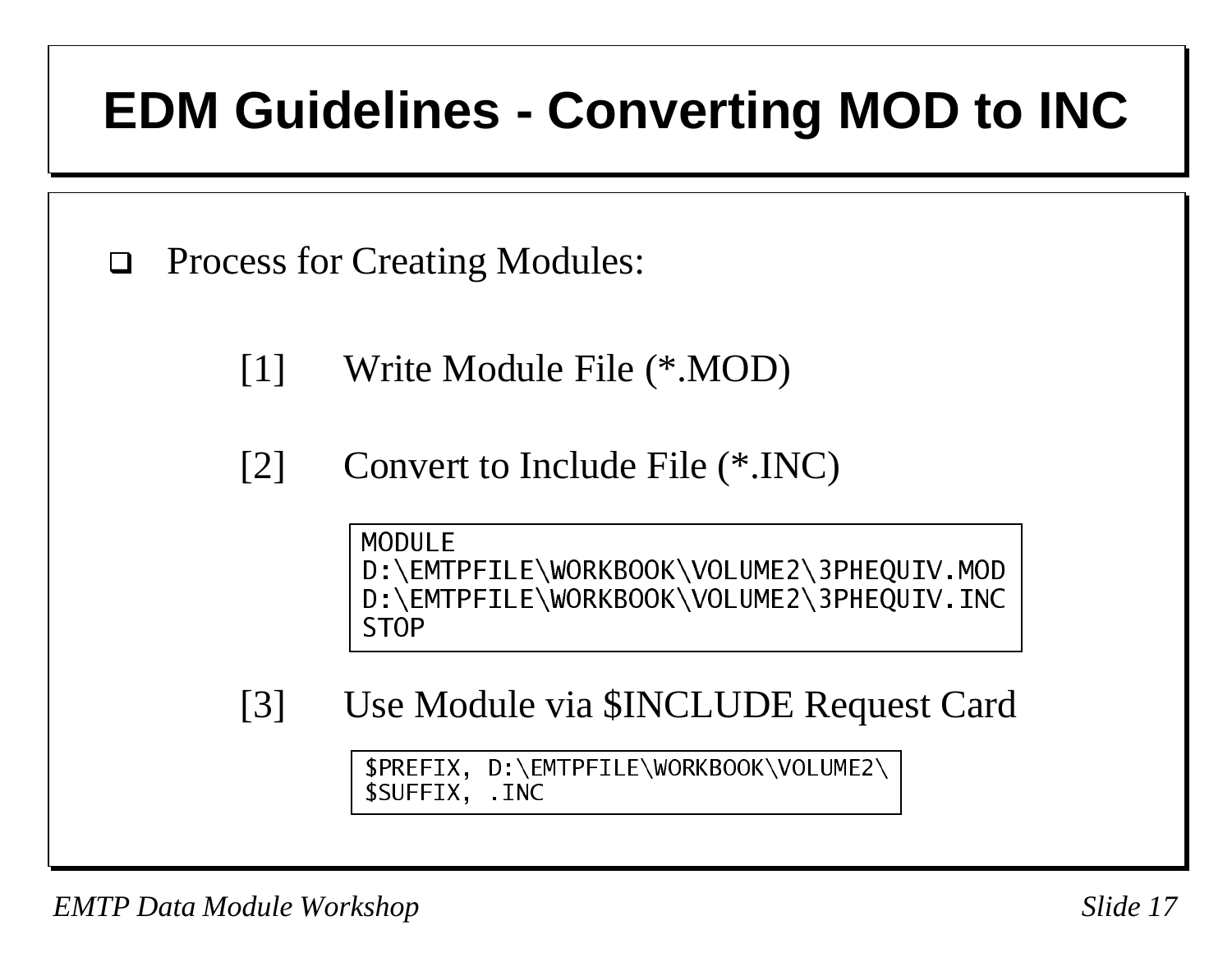# EDM Guidelines - Converting MOD to INC

- Process for Creating Modules:

  [1] Write Module File (*.MOD)

  [2] Convert to Include File (*.INC)

```
MODULE
D:\EMTPFILE\WORKBOOK\VOLUME2\3PHEQUIV.MOD
D:\EMTPFILE\WORKBOOK\VOLUME2\3PHEQUIV.INC
STOP
```

  [3] Use Module via $INCLUDE Request Card

```
$PREFIX, D:\EMTPFILE\WORKBOOK\VOLUME2\
$SUFFIX, .INC
```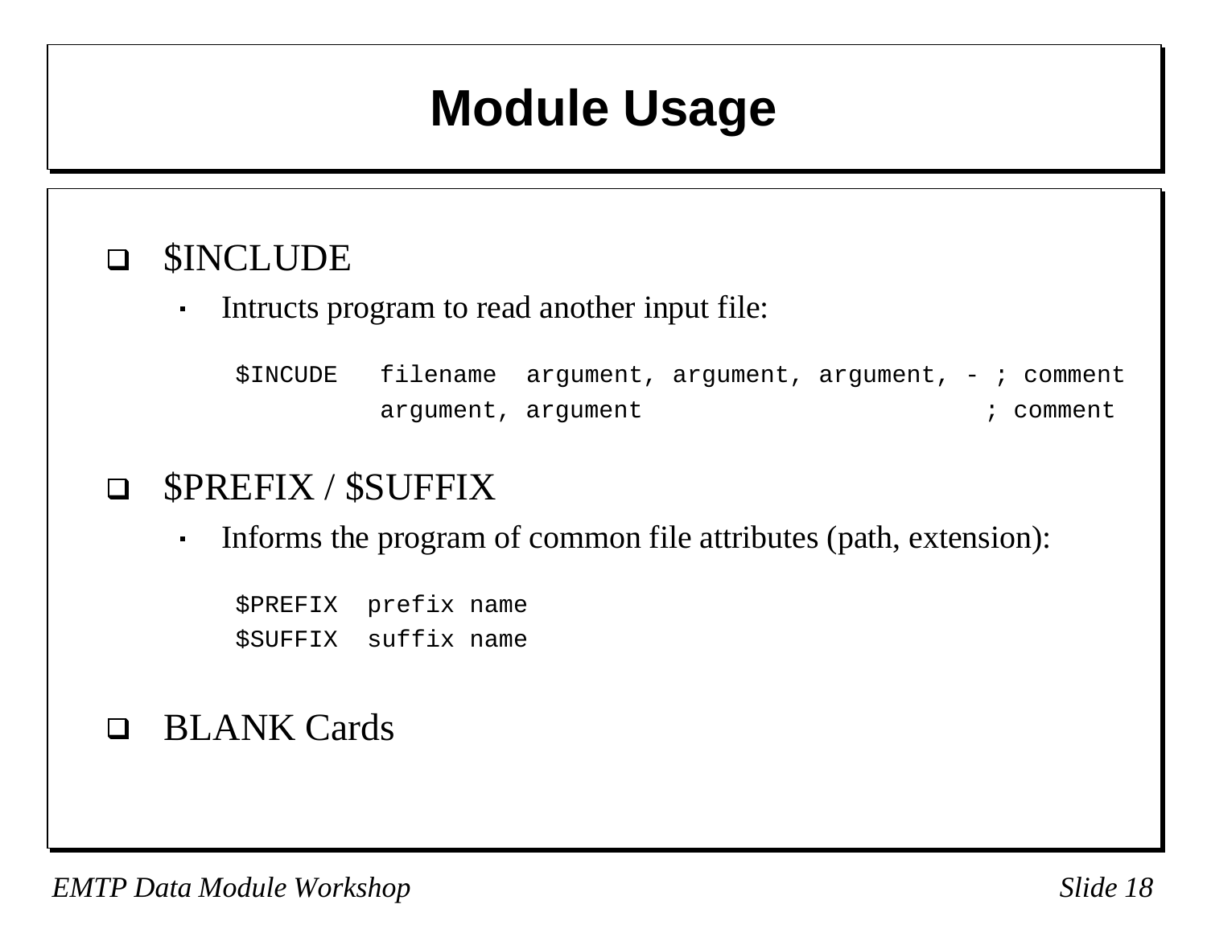# Module Usage

- $INCLUDE
  - Intructs program to read another input file:

```
$INCUDE   filename  argument, argument, argument, - ; comment
          argument, argument                        ; comment
```

- $PREFIX / $SUFFIX
  - Informs the program of common file attributes (path, extension):

```
$PREFIX  prefix name
$SUFFIX  suffix name
```

- BLANK Cards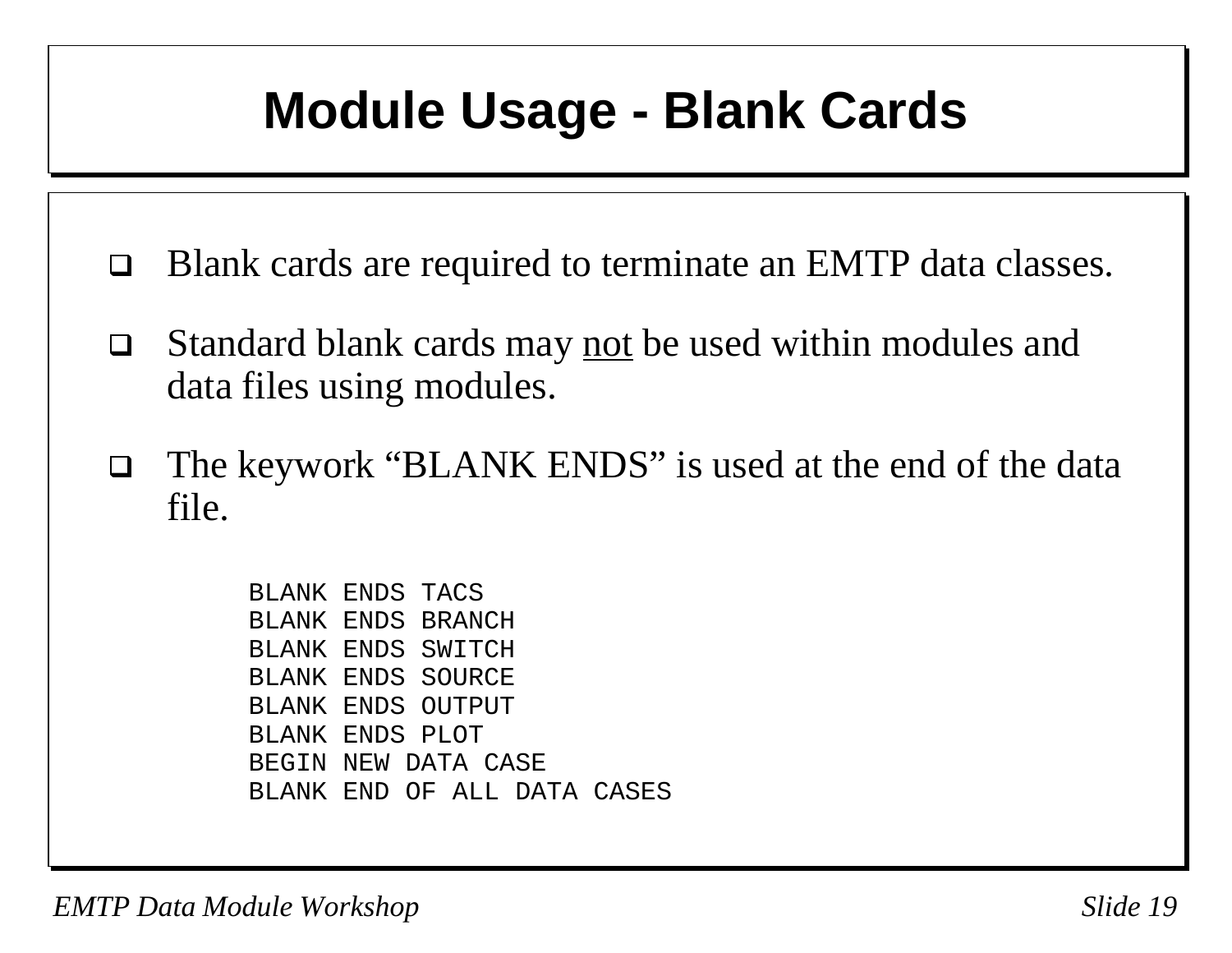# Module Usage - Blank Cards

- Blank cards are required to terminate an EMTP data classes.
- Standard blank cards may <u>not</u> be used within modules and data files using modules.
- The keywork “BLANK ENDS” is used at the end of the data file.

```
BLANK ENDS TACS
BLANK ENDS BRANCH
BLANK ENDS SWITCH
BLANK ENDS SOURCE
BLANK ENDS OUTPUT
BLANK ENDS PLOT
BEGIN NEW DATA CASE
BLANK END OF ALL DATA CASES
```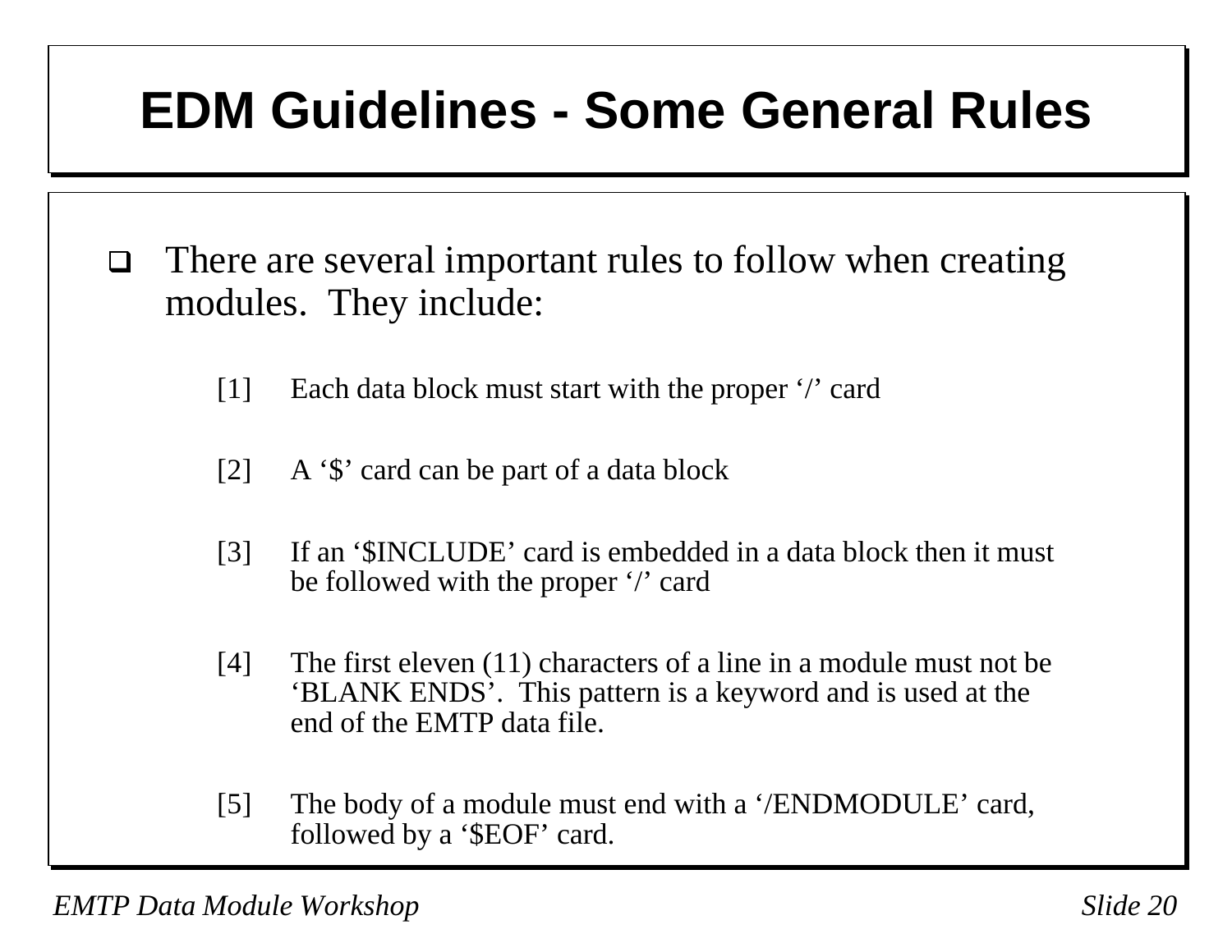# EDM Guidelines - Some General Rules

- There are several important rules to follow when creating modules. They include:

  [1] Each data block must start with the proper '/' card

  [2] A '$' card can be part of a data block

  [3] If an '$INCLUDE' card is embedded in a data block then it must be followed with the proper '/' card

  [4] The first eleven (11) characters of a line in a module must not be 'BLANK ENDS'. This pattern is a keyword and is used at the end of the EMTP data file.

  [5] The body of a module must end with a '/ENDMODULE' card, followed by a '$EOF' card.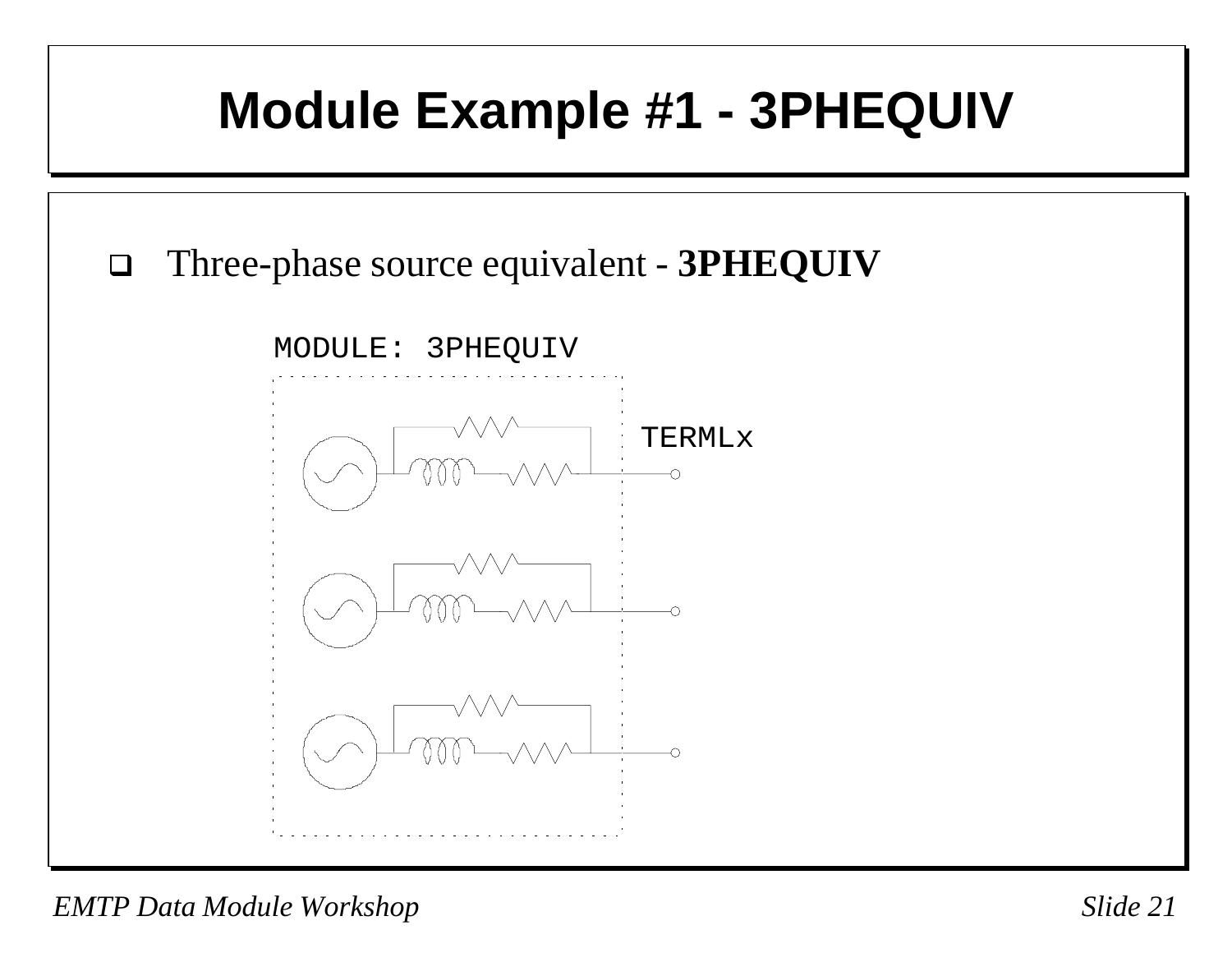# Module Example #1 - 3PHEQUIV

- Three-phase source equivalent - **3PHEQUIV**

MODULE: 3PHEQUIV

TERMLx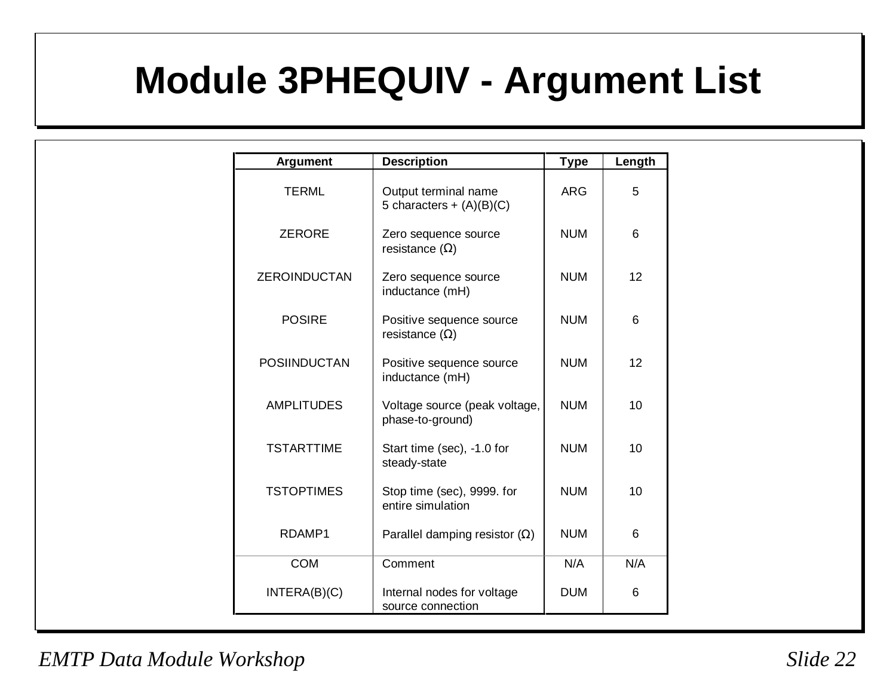# Module 3PHEQUIV - Argument List

| Argument | Description | Type | Length |
|---|---|---|---|
| TERML | Output terminal name 5 characters + (A)(B)(C) | ARG | 5 |
| ZERORE | Zero sequence source resistance (Ω) | NUM | 6 |
| ZEROINDUCTAN | Zero sequence source inductance (mH) | NUM | 12 |
| POSIRE | Positive sequence source resistance (Ω) | NUM | 6 |
| POSIINDUCTAN | Positive sequence source inductance (mH) | NUM | 12 |
| AMPLITUDES | Voltage source (peak voltage, phase-to-ground) | NUM | 10 |
| TSTARTTIME | Start time (sec), -1.0 for steady-state | NUM | 10 |
| TSTOPTIMES | Stop time (sec), 9999. for entire simulation | NUM | 10 |
| RDAMP1 | Parallel damping resistor (Ω) | NUM | 6 |
| COM | Comment | N/A | N/A |
| INTERA(B)(C) | Internal nodes for voltage source connection | DUM | 6 |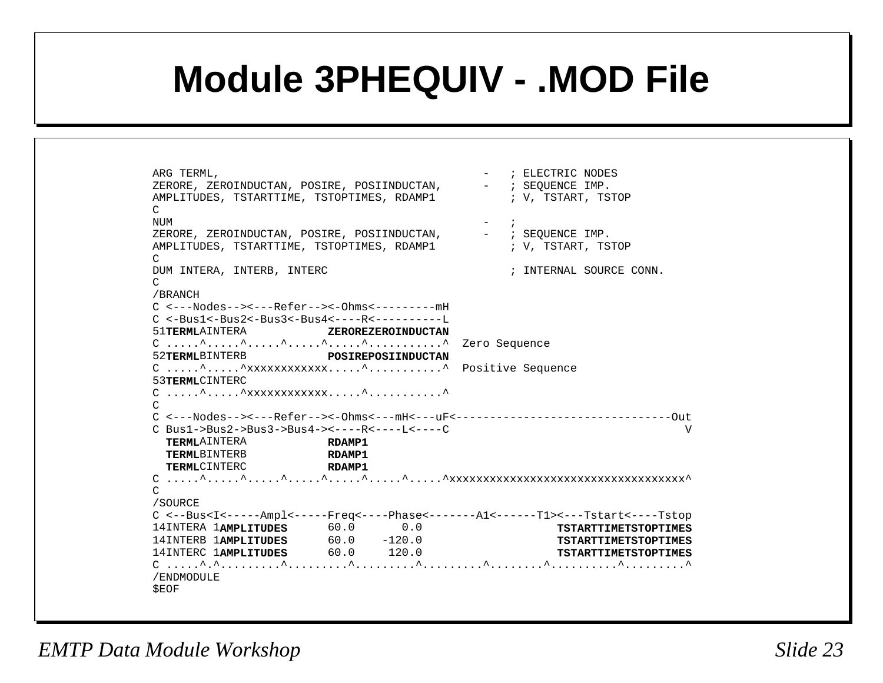# Module 3PHEQUIV - .MOD File

```
ARG TERML,                                          -   ; ELECTRIC NODES
ZERORE, ZEROINDUCTAN, POSIRE, POSIINDUCTAN,         -   ; SEQUENCE IMP.
AMPLITUDES, TSTARTTIME, TSTOPTIMES, RDAMP1              ; V, TSTART, TSTOP
C
NUM                                                 -   ;
ZERORE, ZEROINDUCTAN, POSIRE, POSIINDUCTAN,         -   ; SEQUENCE IMP.
AMPLITUDES, TSTARTTIME, TSTOPTIMES, RDAMP1              ; V, TSTART, TSTOP
C
DUM INTERA, INTERB, INTERC                              ; INTERNAL SOURCE CONN.
C
/BRANCH
C <---Nodes--><---Refer--><-Ohms<---------mH
C <-Bus1<-Bus2<-Bus3<-Bus4<----R<----------L
51TERMLAINTERA            ZEROREZEROINDUCTAN
C .....^.....^.....^.....^.....^...........^  Zero Sequence
52TERMLBINTERB            POSIREPOSIINDUCTAN
C .....^.....^xxxxxxxxxxxx.....^...........^  Positive Sequence
53TERMLCINTERC
C .....^.....^xxxxxxxxxxxx.....^...........^
C
C <---Nodes--><---Refer--><-Ohms<---mH<---uF<--------------------------------Out
C Bus1->Bus2->Bus3->Bus4-><----R<----L<----C                                  V
  TERMLAINTERA            RDAMP1
  TERMLBINTERB            RDAMP1
  TERMLCINTERC            RDAMP1
C .....^.....^.....^.....^.....^.....^.....^xxxxxxxxxxxxxxxxxxxxxxxxxxxxxxxxxxx^
C
/SOURCE
C <--Bus<I<-----Ampl<-----Freq<----Phase<-------A1<------T1><---Tstart<----Tstop
14INTERA 1AMPLITUDES      60.0       0.0                   TSTARTTIMETSTOPTIMES
14INTERB 1AMPLITUDES      60.0    -120.0                   TSTARTTIMETSTOPTIMES
14INTERC 1AMPLITUDES      60.0     120.0                   TSTARTTIMETSTOPTIMES
C .....^.^.........^.........^.........^.........^........^..........^.........^
/ENDMODULE
$EOF
```

*EMTP Data Module Workshop*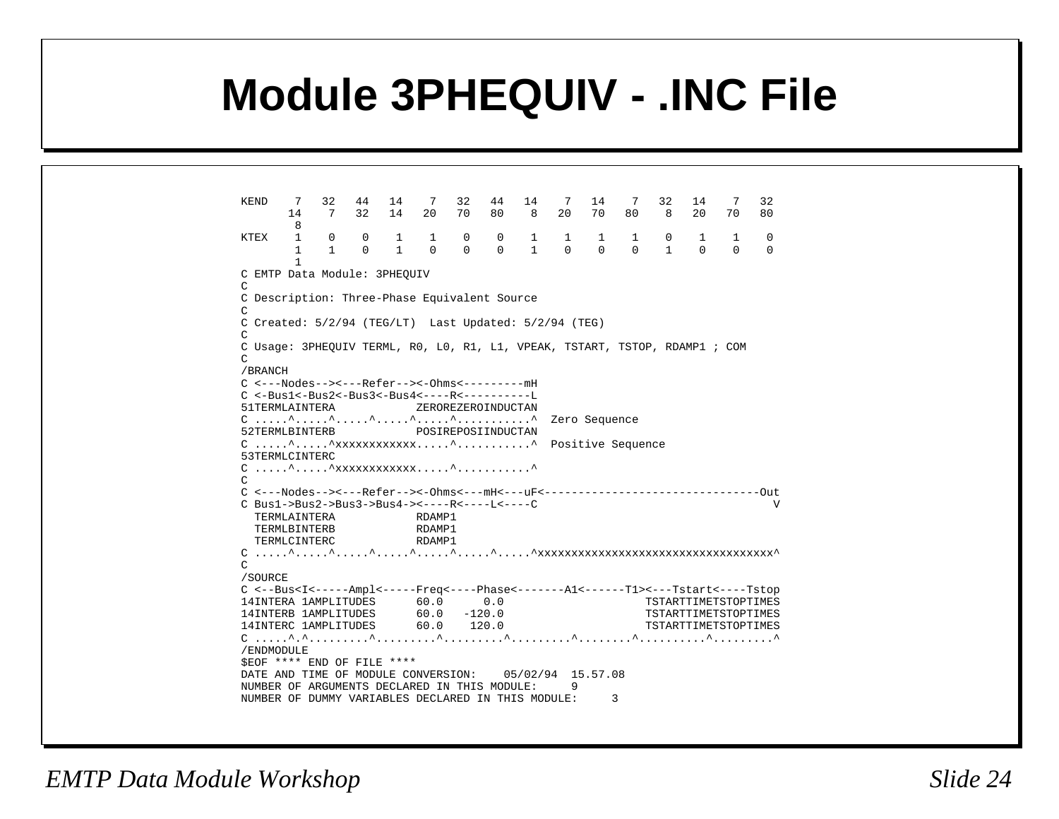# Module 3PHEQUIV - .INC File

```
KEND    7   32   44   14    7   32   44   14    7   14    7   32   14    7   32
       14    7   32   14   20   70   80    8   20   70   80    8   20   70   80
        8
KTEX    1    0    0    1    1    0    0    1    1    1    1    0    1    1    0
        1    1    0    1    0    0    0    1    0    0    0    1    0    0    0
        1
C EMTP Data Module: 3PHEQUIV
C
C Description: Three-Phase Equivalent Source
C
C Created: 5/2/94 (TEG/LT)  Last Updated: 5/2/94 (TEG)
C
C Usage: 3PHEQUIV TERML, R0, L0, R1, L1, VPEAK, TSTART, TSTOP, RDAMP1 ; COM
C
/BRANCH
C <---Nodes--><---Refer--><-Ohms<---------mH
C <-Bus1<-Bus2<-Bus3<-Bus4<----R<----------L
51TERMLAINTERA            ZEROREZEROINDUCTAN
C .....^.....^.....^.....^.....^...........^  Zero Sequence
52TERMLBINTERB            POSIREPOSIINDUCTAN
C .....^.....^xxxxxxxxxxxx.....^...........^  Positive Sequence
53TERMLCINTERC
C .....^.....^xxxxxxxxxxxx.....^...........^
C
C <---Nodes--><---Refer--><-Ohms<---mH<---uF<--------------------------------Out
C Bus1->Bus2->Bus3->Bus4-><----R<----L<----C                                  V
  TERMLAINTERA            RDAMP1
  TERMLBINTERB            RDAMP1
  TERMLCINTERC            RDAMP1
C .....^.....^.....^.....^.....^.....^.....^xxxxxxxxxxxxxxxxxxxxxxxxxxxxxxxxxxx^
C
/SOURCE
C <--Bus<I<-----Ampl<-----Freq<----Phase<-------A1<------T1><---Tstart<----Tstop
14INTERA 1AMPLITUDES      60.0      0.0                    TSTARTTIMETSTOPTIMES
14INTERB 1AMPLITUDES      60.0   -120.0                    TSTARTTIMETSTOPTIMES
14INTERC 1AMPLITUDES      60.0    120.0                    TSTARTTIMETSTOPTIMES
C .....^.^.........^.........^.........^.........^........^..........^.........^
/ENDMODULE
$EOF **** END OF FILE ****
DATE AND TIME OF MODULE CONVERSION:    05/02/94  15.57.08
NUMBER OF ARGUMENTS DECLARED IN THIS MODULE:     9
NUMBER OF DUMMY VARIABLES DECLARED IN THIS MODULE:     3
```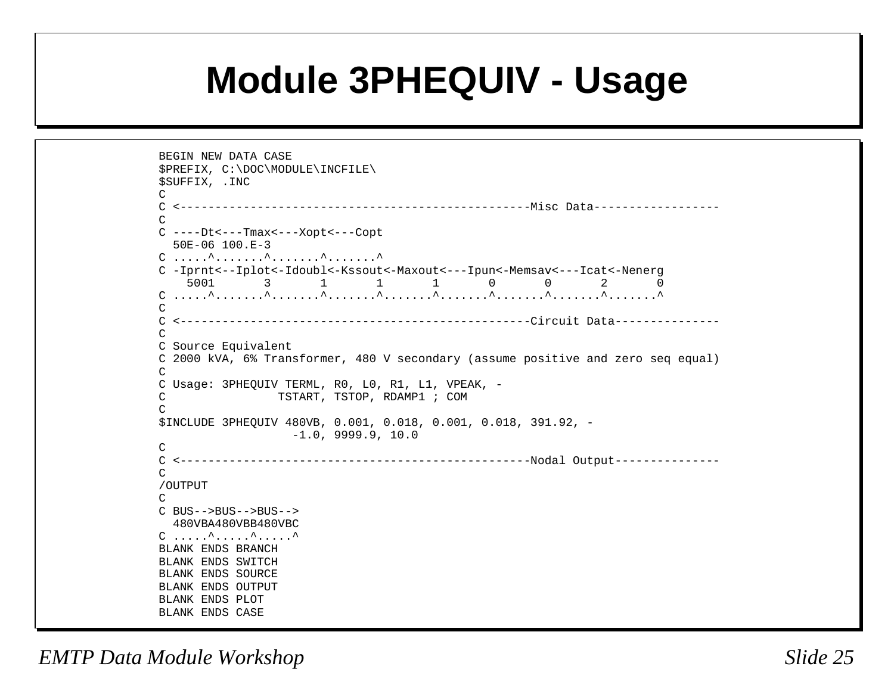# Module 3PHEQUIV - Usage

```
BEGIN NEW DATA CASE
$PREFIX, C:\DOC\MODULE\INCFILE\
$SUFFIX, .INC
C
C <-------------------------------------------------Misc Data------------------
C
C ----Dt<---Tmax<---Xopt<---Copt
  50E-06 100.E-3
C .....^.......^.......^.......^
C -Iprnt<--Iplot<-Idoubl<-Kssout<-Maxout<---Ipun<-Memsav<---Icat<-Nenerg
    5001       3       1       1       1       0       0       2       0
C .....^.......^.......^.......^.......^.......^.......^.......^.......^
C
C <-------------------------------------------------Circuit Data---------------
C
C Source Equivalent
C 2000 kVA, 6% Transformer, 480 V secondary (assume positive and zero seq equal)
C
C Usage: 3PHEQUIV TERML, R0, L0, R1, L1, VPEAK, -
C                TSTART, TSTOP, RDAMP1 ; COM
C
$INCLUDE 3PHEQUIV 480VB, 0.001, 0.018, 0.001, 0.018, 391.92, -
                   -1.0, 9999.9, 10.0
C
C <-------------------------------------------------Nodal Output---------------
C
/OUTPUT
C
C BUS-->BUS-->BUS-->
  480VBA480VBB480VBC
C .....^.....^.....^
BLANK ENDS BRANCH
BLANK ENDS SWITCH
BLANK ENDS SOURCE
BLANK ENDS OUTPUT
BLANK ENDS PLOT
BLANK ENDS CASE
```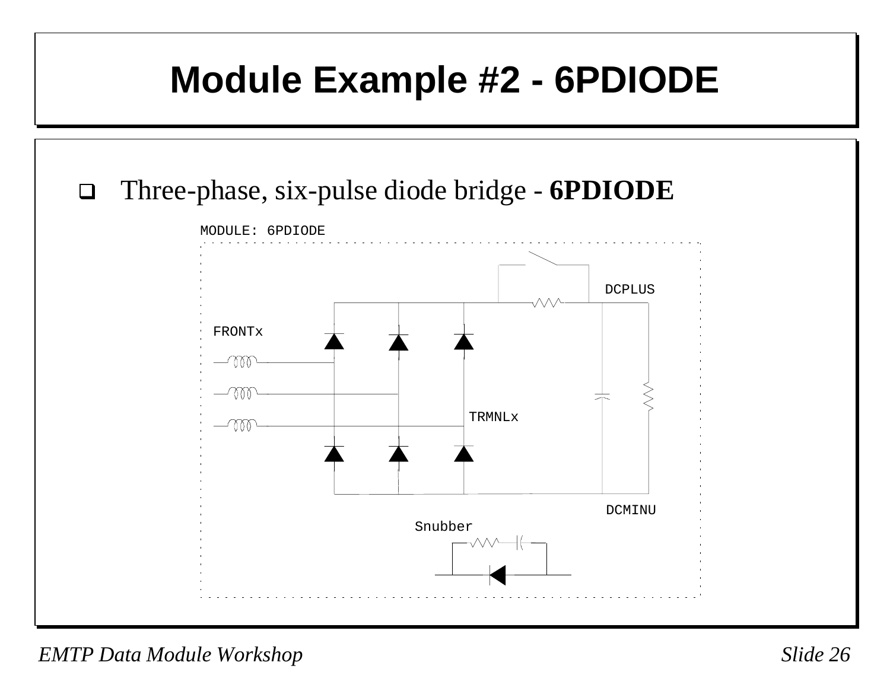# Module Example #2 - 6PDIODE

- Three-phase, six-pulse diode bridge - **6PDIODE**

MODULE: 6PDIODE

DCPLUS

FRONTx

TRMNLx

DCMINU

Snubber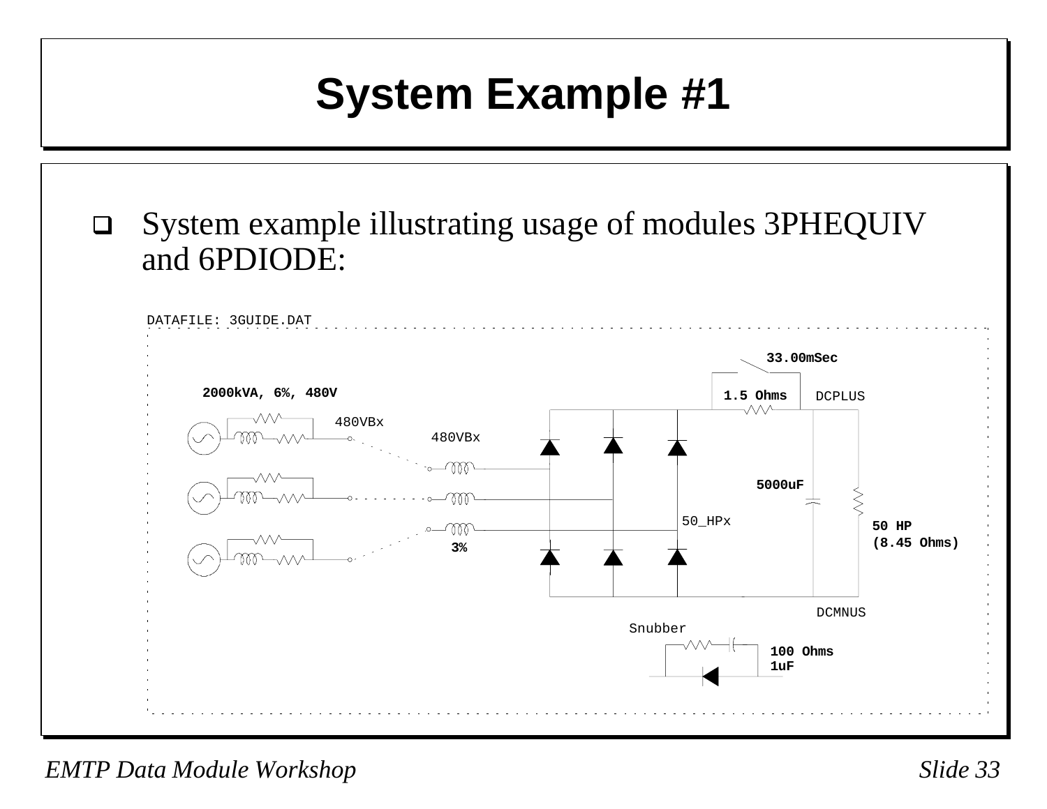# System Example #1

- System example illustrating usage of modules 3PHEQUIV and 6PDIODE:

DATAFILE: 3GUIDE.DAT

33.00mSec

2000kVA, 6%, 480V

1.5 Ohms

DCPLUS

480VBx

480VBx

5000uF

50_HPx

50 HP
(8.45 Ohms)

3%

DCMNUS

Snubber

100 Ohms
1uF